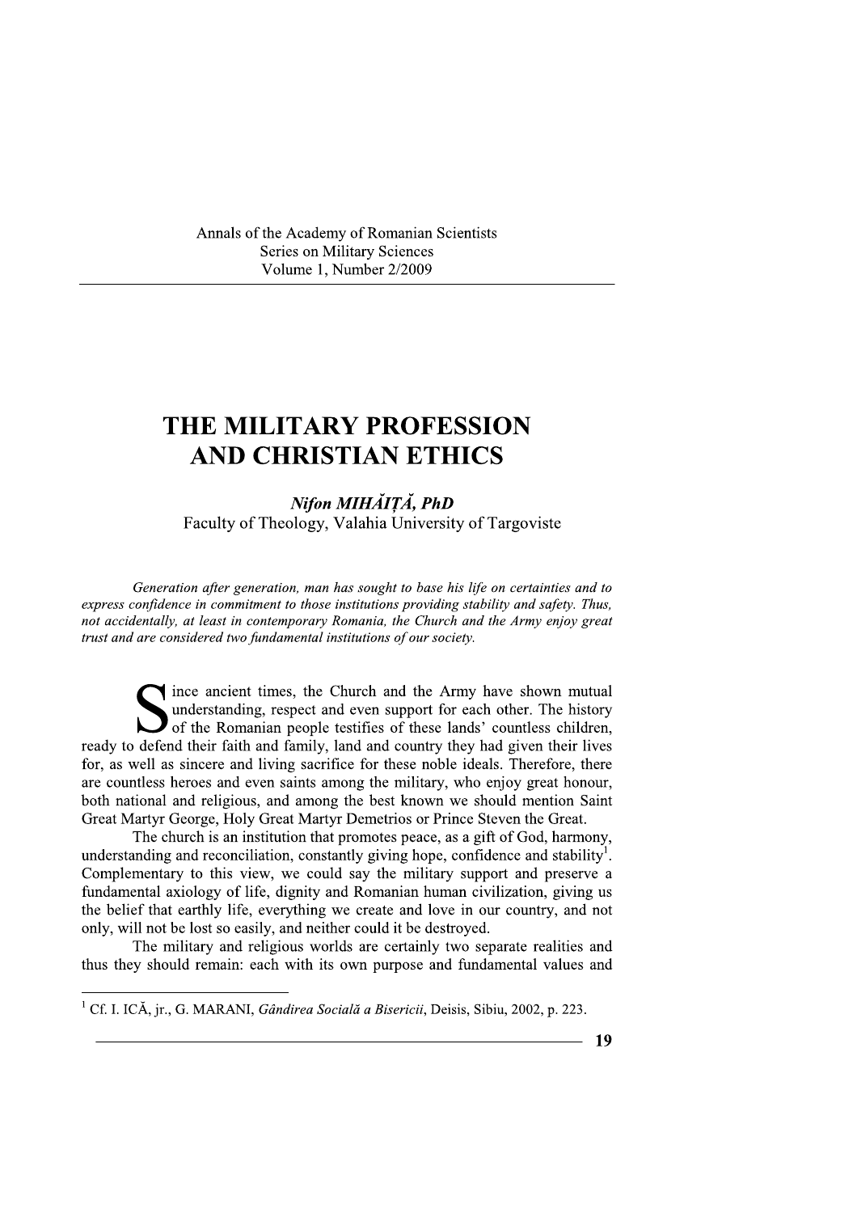Annals of the Academy of Romanian Scientists
Series on Military Sciences
Volume 1, Number 2/2009

# THE MILITARY PROFESSION AND CHRISTIAN ETHICS

***Nifon MIHĂIȚĂ, PhD***
Faculty of Theology, Valahia University of Targoviste

*Generation after generation, man has sought to base his life on certainties and to express confidence in commitment to those institutions providing stability and safety. Thus, not accidentally, at least in contemporary Romania, the Church and the Army enjoy great trust and are considered two fundamental institutions of our society.*

Since ancient times, the Church and the Army have shown mutual understanding, respect and even support for each other. The history of the Romanian people testifies of these lands' countless children, ready to defend their faith and family, land and country they had given their lives for, as well as sincere and living sacrifice for these noble ideals. Therefore, there are countless heroes and even saints among the military, who enjoy great honour, both national and religious, and among the best known we should mention Saint Great Martyr George, Holy Great Martyr Demetrios or Prince Steven the Great.

The church is an institution that promotes peace, as a gift of God, harmony, understanding and reconciliation, constantly giving hope, confidence and stability[1]. Complementary to this view, we could say the military support and preserve a fundamental axiology of life, dignity and Romanian human civilization, giving us the belief that earthly life, everything we create and love in our country, and not only, will not be lost so easily, and neither could it be destroyed.

The military and religious worlds are certainly two separate realities and thus they should remain: each with its own purpose and fundamental values and

[1] Cf. I. ICĂ, jr., G. MARANI, *Gândirea Socială a Bisericii*, Deisis, Sibiu, 2002, p. 223.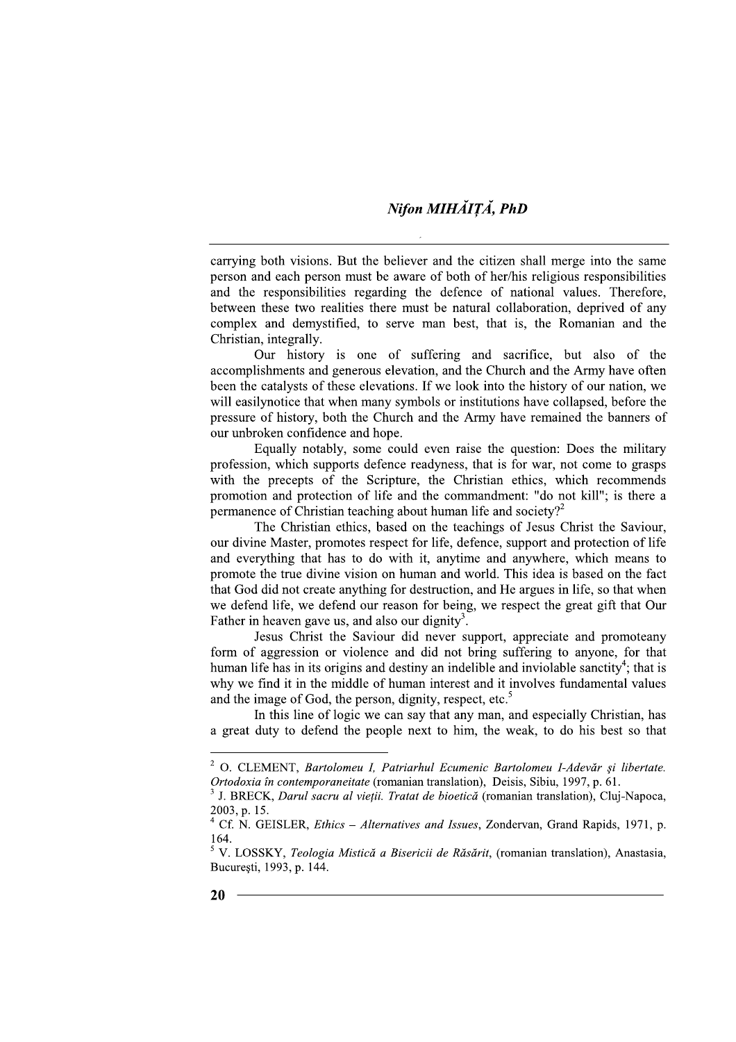carrying both visions. But the believer and the citizen shall merge into the same person and each person must be aware of both of her/his religious responsibilities and the responsibilities regarding the defence of national values. Therefore, between these two realities there must be natural collaboration, deprived of any complex and demystified, to serve man best, that is, the Romanian and the Christian, integrally.

Our history is one of suffering and sacrifice, but also of the accomplishments and generous elevation, and the Church and the Army have often been the catalysts of these elevations. If we look into the history of our nation, we will easilynotice that when many symbols or institutions have collapsed, before the pressure of history, both the Church and the Army have remained the banners of our unbroken confidence and hope.

Equally notably, some could even raise the question: Does the military profession, which supports defence readyness, that is for war, not come to grasps with the precepts of the Scripture, the Christian ethics, which recommends promotion and protection of life and the commandment: "do not kill"; is there a permanence of Christian teaching about human life and society?[2]

The Christian ethics, based on the teachings of Jesus Christ the Saviour, our divine Master, promotes respect for life, defence, support and protection of life and everything that has to do with it, anytime and anywhere, which means to promote the true divine vision on human and world. This idea is based on the fact that God did not create anything for destruction, and He argues in life, so that when we defend life, we defend our reason for being, we respect the great gift that Our Father in heaven gave us, and also our dignity[3].

Jesus Christ the Saviour did never support, appreciate and promoteany form of aggression or violence and did not bring suffering to anyone, for that human life has in its origins and destiny an indelible and inviolable sanctity[4]; that is why we find it in the middle of human interest and it involves fundamental values and the image of God, the person, dignity, respect, etc.[5]

In this line of logic we can say that any man, and especially Christian, has a great duty to defend the people next to him, the weak, to do his best so that

---

[2] O. CLEMENT, *Bartolomeu I, Patriarhul Ecumenic Bartolomeu I-Adevăr și libertate. Ortodoxia în contemporaneitate* (romanian translation), Deisis, Sibiu, 1997, p. 61.

[3] J. BRECK, *Darul sacru al vieții. Tratat de bioetică* (romanian translation), Cluj-Napoca, 2003, p. 15.

[4] Cf. N. GEISLER, *Ethics – Alternatives and Issues*, Zondervan, Grand Rapids, 1971, p. 164.

[5] V. LOSSKY, *Teologia Mistică a Bisericii de Răsărit*, (romanian translation), Anastasia, București, 1993, p. 144.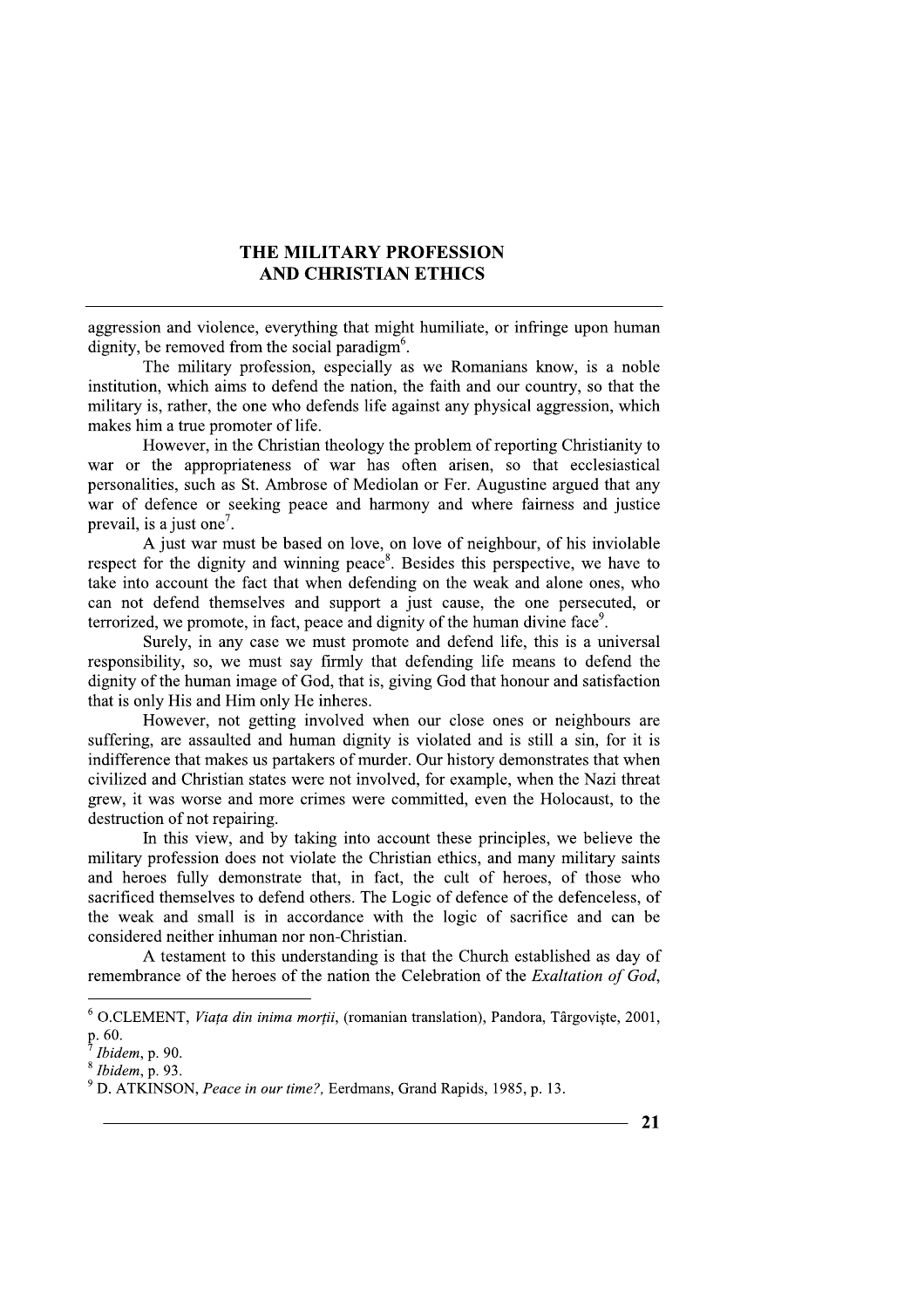aggression and violence, everything that might humiliate, or infringe upon human dignity, be removed from the social paradigm[6].

The military profession, especially as we Romanians know, is a noble institution, which aims to defend the nation, the faith and our country, so that the military is, rather, the one who defends life against any physical aggression, which makes him a true promoter of life.

However, in the Christian theology the problem of reporting Christianity to war or the appropriateness of war has often arisen, so that ecclesiastical personalities, such as St. Ambrose of Mediolan or Fer. Augustine argued that any war of defence or seeking peace and harmony and where fairness and justice prevail, is a just one[7].

A just war must be based on love, on love of neighbour, of his inviolable respect for the dignity and winning peace[8]. Besides this perspective, we have to take into account the fact that when defending on the weak and alone ones, who can not defend themselves and support a just cause, the one persecuted, or terrorized, we promote, in fact, peace and dignity of the human divine face[9].

Surely, in any case we must promote and defend life, this is a universal responsibility, so, we must say firmly that defending life means to defend the dignity of the human image of God, that is, giving God that honour and satisfaction that is only His and Him only He inheres.

However, not getting involved when our close ones or neighbours are suffering, are assaulted and human dignity is violated and is still a sin, for it is indifference that makes us partakers of murder. Our history demonstrates that when civilized and Christian states were not involved, for example, when the Nazi threat grew, it was worse and more crimes were committed, even the Holocaust, to the destruction of not repairing.

In this view, and by taking into account these principles, we believe the military profession does not violate the Christian ethics, and many military saints and heroes fully demonstrate that, in fact, the cult of heroes, of those who sacrificed themselves to defend others. The Logic of defence of the defenceless, of the weak and small is in accordance with the logic of sacrifice and can be considered neither inhuman nor non-Christian.

A testament to this understanding is that the Church established as day of remembrance of the heroes of the nation the Celebration of the *Exaltation of God*,

---

[6] O.CLEMENT, *Viața din inima morții*, (romanian translation), Pandora, Târgoviște, 2001, p. 60.

[7] *Ibidem*, p. 90.

[8] *Ibidem*, p. 93.

[9] D. ATKINSON, *Peace in our time?*, Eerdmans, Grand Rapids, 1985, p. 13.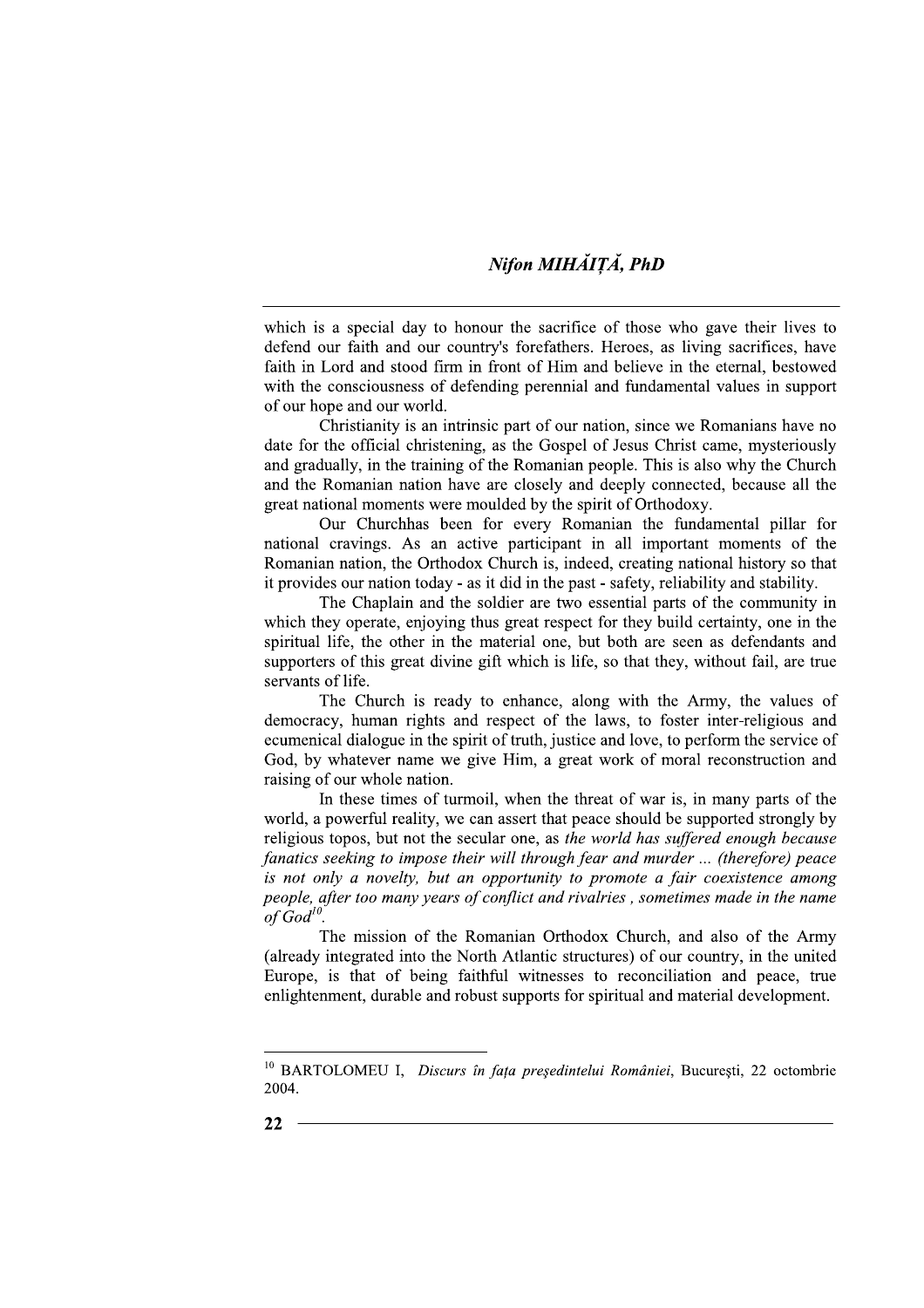which is a special day to honour the sacrifice of those who gave their lives to defend our faith and our country's forefathers. Heroes, as living sacrifices, have faith in Lord and stood firm in front of Him and believe in the eternal, bestowed with the consciousness of defending perennial and fundamental values in support of our hope and our world.

Christianity is an intrinsic part of our nation, since we Romanians have no date for the official christening, as the Gospel of Jesus Christ came, mysteriously and gradually, in the training of the Romanian people. This is also why the Church and the Romanian nation have are closely and deeply connected, because all the great national moments were moulded by the spirit of Orthodoxy.

Our Churchhas been for every Romanian the fundamental pillar for national cravings. As an active participant in all important moments of the Romanian nation, the Orthodox Church is, indeed, creating national history so that it provides our nation today - as it did in the past - safety, reliability and stability.

The Chaplain and the soldier are two essential parts of the community in which they operate, enjoying thus great respect for they build certainty, one in the spiritual life, the other in the material one, but both are seen as defendants and supporters of this great divine gift which is life, so that they, without fail, are true servants of life.

The Church is ready to enhance, along with the Army, the values of democracy, human rights and respect of the laws, to foster inter-religious and ecumenical dialogue in the spirit of truth, justice and love, to perform the service of God, by whatever name we give Him, a great work of moral reconstruction and raising of our whole nation.

In these times of turmoil, when the threat of war is, in many parts of the world, a powerful reality, we can assert that peace should be supported strongly by religious topos, but not the secular one, as *the world has suffered enough because fanatics seeking to impose their will through fear and murder ... (therefore) peace is not only a novelty, but an opportunity to promote a fair coexistence among people, after too many years of conflict and rivalries , sometimes made in the name of God*[10].

The mission of the Romanian Orthodox Church, and also of the Army (already integrated into the North Atlantic structures) of our country, in the united Europe, is that of being faithful witnesses to reconciliation and peace, true enlightenment, durable and robust supports for spiritual and material development.

---

[10] BARTOLOMEU I, *Discurs în fața președintelui României*, București, 22 octombrie 2004.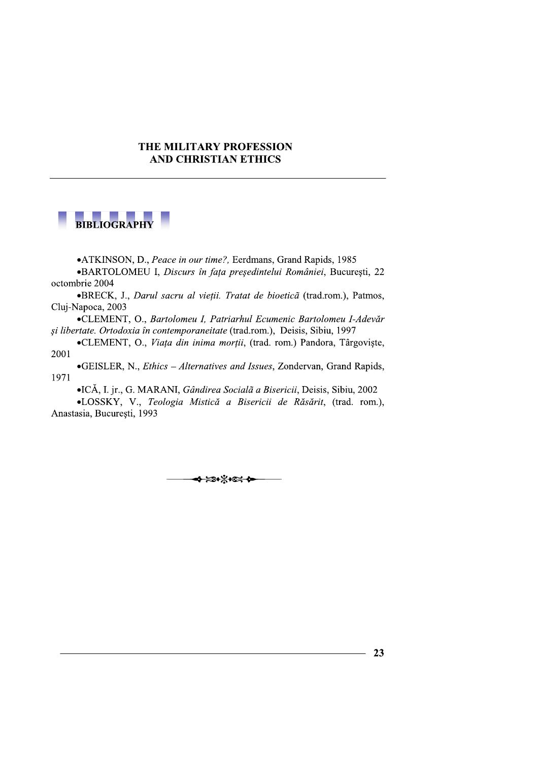# BIBLIOGRAPHY

- ATKINSON, D., *Peace in our time?,* Eerdmans, Grand Rapids, 1985
- BARTOLOMEU I, *Discurs în fața președintelui României*, București, 22 octombrie 2004
- BRECK, J., *Darul sacru al vieții. Tratat de bioetică* (trad.rom.), Patmos, Cluj-Napoca, 2003
- CLEMENT, O., *Bartolomeu I, Patriarhul Ecumenic Bartolomeu I-Adevăr și libertate. Ortodoxia în contemporaneitate* (trad.rom.), Deisis, Sibiu, 1997
- CLEMENT, O., *Viața din inima morții*, (trad. rom.) Pandora, Târgoviște, 2001
- GEISLER, N., *Ethics – Alternatives and Issues*, Zondervan, Grand Rapids, 1971
- ICĂ, I. jr., G. MARANI, *Gândirea Socială a Bisericii*, Deisis, Sibiu, 2002
- LOSSKY, V., *Teologia Mistică a Bisericii de Răsărit*, (trad. rom.), Anastasia, București, 1993